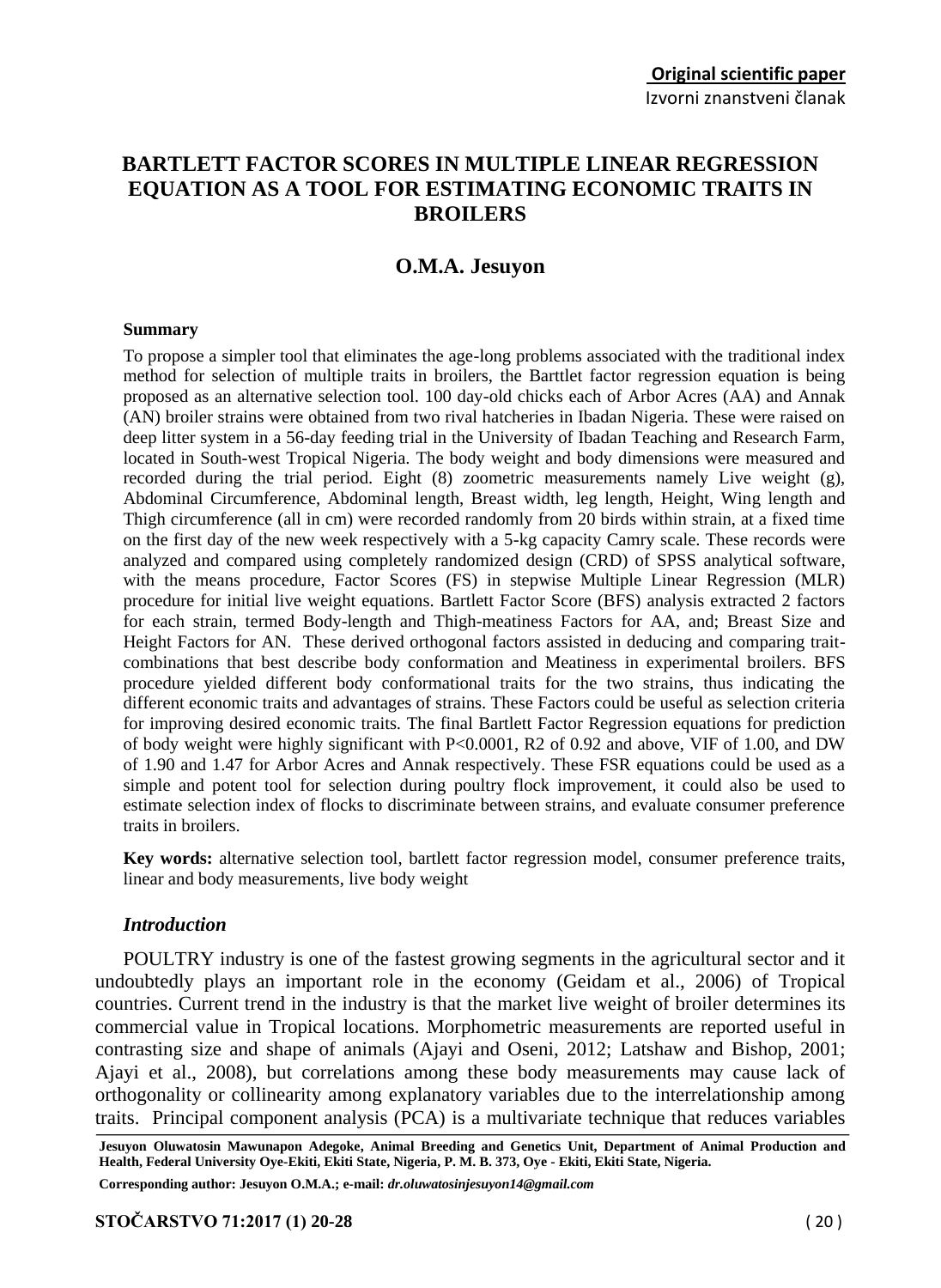**Original scientific paper**

Izvorni znanstveni članak

# BARTLETT FACTOR SCORES IN MULTIPLE LINEAR REGRESSION EQUATION AS A TOOL FOR ESTIMATING ECONOMIC TRAITS IN BROILERS

## O.M.A. Jesuyon

**Summary**

To propose a simpler tool that eliminates the age-long problems associated with the traditional index method for selection of multiple traits in broilers, the Barttlet factor regression equation is being proposed as an alternative selection tool. 100 day-old chicks each of Arbor Acres (AA) and Annak (AN) broiler strains were obtained from two rival hatcheries in Ibadan Nigeria. These were raised on deep litter system in a 56-day feeding trial in the University of Ibadan Teaching and Research Farm, located in South-west Tropical Nigeria. The body weight and body dimensions were measured and recorded during the trial period. Eight (8) zoometric measurements namely Live weight (g), Abdominal Circumference, Abdominal length, Breast width, leg length, Height, Wing length and Thigh circumference (all in cm) were recorded randomly from 20 birds within strain, at a fixed time on the first day of the new week respectively with a 5-kg capacity Camry scale. These records were analyzed and compared using completely randomized design (CRD) of SPSS analytical software, with the means procedure, Factor Scores (FS) in stepwise Multiple Linear Regression (MLR) procedure for initial live weight equations. Bartlett Factor Score (BFS) analysis extracted 2 factors for each strain, termed Body-length and Thigh-meatiness Factors for AA, and; Breast Size and Height Factors for AN. These derived orthogonal factors assisted in deducing and comparing trait-combinations that best describe body conformation and Meatiness in experimental broilers. BFS procedure yielded different body conformational traits for the two strains, thus indicating the different economic traits and advantages of strains. These Factors could be useful as selection criteria for improving desired economic traits. The final Bartlett Factor Regression equations for prediction of body weight were highly significant with $P<0.0001$, R2 of 0.92 and above, VIF of 1.00, and DW of 1.90 and 1.47 for Arbor Acres and Annak respectively. These FSR equations could be used as a simple and potent tool for selection during poultry flock improvement, it could also be used to estimate selection index of flocks to discriminate between strains, and evaluate consumer preference traits in broilers.

**Key words:** alternative selection tool, bartlett factor regression model, consumer preference traits, linear and body measurements, live body weight

### *Introduction*

POULTRY industry is one of the fastest growing segments in the agricultural sector and it undoubtedly plays an important role in the economy (Geidam et al., 2006) of Tropical countries. Current trend in the industry is that the market live weight of broiler determines its commercial value in Tropical locations. Morphometric measurements are reported useful in contrasting size and shape of animals (Ajayi and Oseni, 2012; Latshaw and Bishop, 2001; Ajayi et al., 2008), but correlations among these body measurements may cause lack of orthogonality or collinearity among explanatory variables due to the interrelationship among traits. Principal component analysis (PCA) is a multivariate technique that reduces variables

**Jesuyon Oluwatosin Mawunapon Adegoke, Animal Breeding and Genetics Unit, Department of Animal Production and Health, Federal University Oye-Ekiti, Ekiti State, Nigeria, P. M. B. 373, Oye - Ekiti, Ekiti State, Nigeria.**

**Corresponding author: Jesuyon O.M.A.; e-mail: *dr.oluwatosinjesuyon14@gmail.com***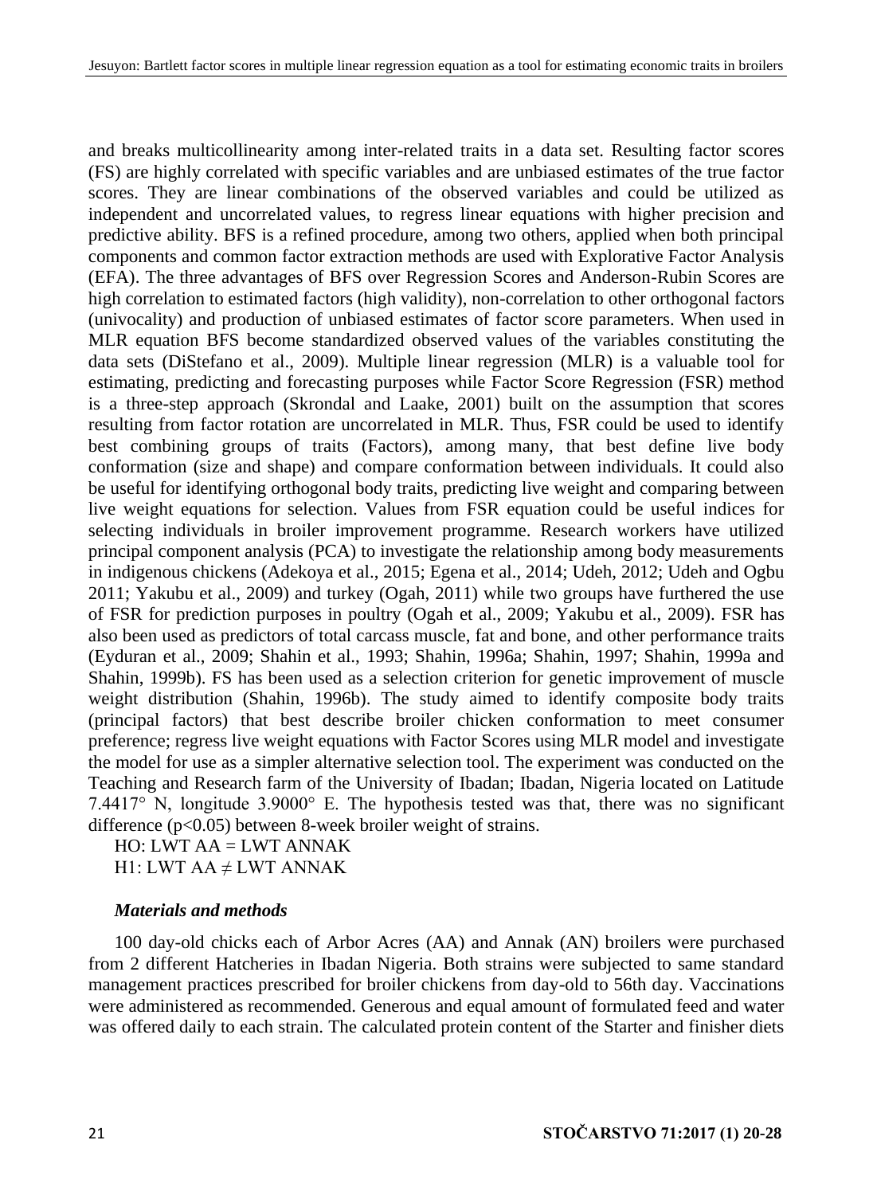and breaks multicollinearity among inter-related traits in a data set. Resulting factor scores (FS) are highly correlated with specific variables and are unbiased estimates of the true factor scores. They are linear combinations of the observed variables and could be utilized as independent and uncorrelated values, to regress linear equations with higher precision and predictive ability. BFS is a refined procedure, among two others, applied when both principal components and common factor extraction methods are used with Explorative Factor Analysis (EFA). The three advantages of BFS over Regression Scores and Anderson-Rubin Scores are high correlation to estimated factors (high validity), non-correlation to other orthogonal factors (univocality) and production of unbiased estimates of factor score parameters. When used in MLR equation BFS become standardized observed values of the variables constituting the data sets (DiStefano et al., 2009). Multiple linear regression (MLR) is a valuable tool for estimating, predicting and forecasting purposes while Factor Score Regression (FSR) method is a three-step approach (Skrondal and Laake, 2001) built on the assumption that scores resulting from factor rotation are uncorrelated in MLR. Thus, FSR could be used to identify best combining groups of traits (Factors), among many, that best define live body conformation (size and shape) and compare conformation between individuals. It could also be useful for identifying orthogonal body traits, predicting live weight and comparing between live weight equations for selection. Values from FSR equation could be useful indices for selecting individuals in broiler improvement programme. Research workers have utilized principal component analysis (PCA) to investigate the relationship among body measurements in indigenous chickens (Adekoya et al., 2015; Egena et al., 2014; Udeh, 2012; Udeh and Ogbu 2011; Yakubu et al., 2009) and turkey (Ogah, 2011) while two groups have furthered the use of FSR for prediction purposes in poultry (Ogah et al., 2009; Yakubu et al., 2009). FSR has also been used as predictors of total carcass muscle, fat and bone, and other performance traits (Eyduran et al., 2009; Shahin et al., 1993; Shahin, 1996a; Shahin, 1997; Shahin, 1999a and Shahin, 1999b). FS has been used as a selection criterion for genetic improvement of muscle weight distribution (Shahin, 1996b). The study aimed to identify composite body traits (principal factors) that best describe broiler chicken conformation to meet consumer preference; regress live weight equations with Factor Scores using MLR model and investigate the model for use as a simpler alternative selection tool. The experiment was conducted on the Teaching and Research farm of the University of Ibadan; Ibadan, Nigeria located on Latitude 7.4417° N, longitude 3.9000° E. The hypothesis tested was that, there was no significant difference ($p<0.05$) between 8-week broiler weight of strains.

HO: LWT AA = LWT ANNAK
H1: LWT AA ≠ LWT ANNAK

### *Materials and methods*

100 day-old chicks each of Arbor Acres (AA) and Annak (AN) broilers were purchased from 2 different Hatcheries in Ibadan Nigeria. Both strains were subjected to same standard management practices prescribed for broiler chickens from day-old to 56th day. Vaccinations were administered as recommended. Generous and equal amount of formulated feed and water was offered daily to each strain. The calculated protein content of the Starter and finisher diets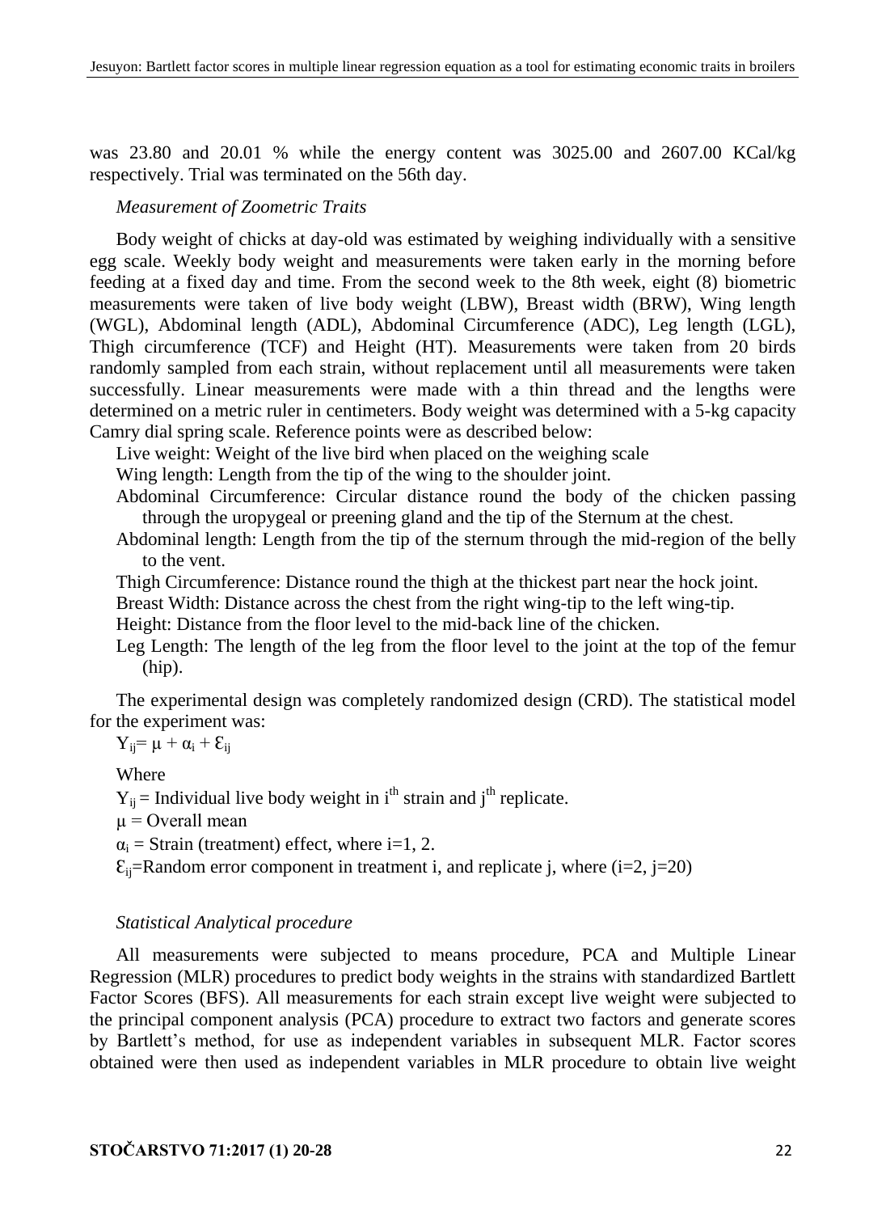was 23.80 and 20.01 % while the energy content was 3025.00 and 2607.00 KCal/kg respectively. Trial was terminated on the 56th day.

*Measurement of Zoometric Traits*

Body weight of chicks at day-old was estimated by weighing individually with a sensitive egg scale. Weekly body weight and measurements were taken early in the morning before feeding at a fixed day and time. From the second week to the 8th week, eight (8) biometric measurements were taken of live body weight (LBW), Breast width (BRW), Wing length (WGL), Abdominal length (ADL), Abdominal Circumference (ADC), Leg length (LGL), Thigh circumference (TCF) and Height (HT). Measurements were taken from 20 birds randomly sampled from each strain, without replacement until all measurements were taken successfully. Linear measurements were made with a thin thread and the lengths were determined on a metric ruler in centimeters. Body weight was determined with a 5-kg capacity Camry dial spring scale. Reference points were as described below:

Live weight: Weight of the live bird when placed on the weighing scale

Wing length: Length from the tip of the wing to the shoulder joint.

Abdominal Circumference: Circular distance round the body of the chicken passing through the uropygeal or preening gland and the tip of the Sternum at the chest.

Abdominal length: Length from the tip of the sternum through the mid-region of the belly to the vent.

Thigh Circumference: Distance round the thigh at the thickest part near the hock joint.

Breast Width: Distance across the chest from the right wing-tip to the left wing-tip.

Height: Distance from the floor level to the mid-back line of the chicken.

Leg Length: The length of the leg from the floor level to the joint at the top of the femur (hip).

The experimental design was completely randomized design (CRD). The statistical model for the experiment was:

$Y_{ij} = \mu + \alpha_i + \mathcal{E}_{ij}$

Where

$Y_{ij}$ = Individual live body weight in $i^{th}$ strain and $j^{th}$ replicate.

$\mu$ = Overall mean

$\alpha_i$ = Strain (treatment) effect, where i=1, 2.

$\mathcal{E}_{ij}$=Random error component in treatment i, and replicate j, where (i=2, j=20)

*Statistical Analytical procedure*

All measurements were subjected to means procedure, PCA and Multiple Linear Regression (MLR) procedures to predict body weights in the strains with standardized Bartlett Factor Scores (BFS). All measurements for each strain except live weight were subjected to the principal component analysis (PCA) procedure to extract two factors and generate scores by Bartlett's method, for use as independent variables in subsequent MLR. Factor scores obtained were then used as independent variables in MLR procedure to obtain live weight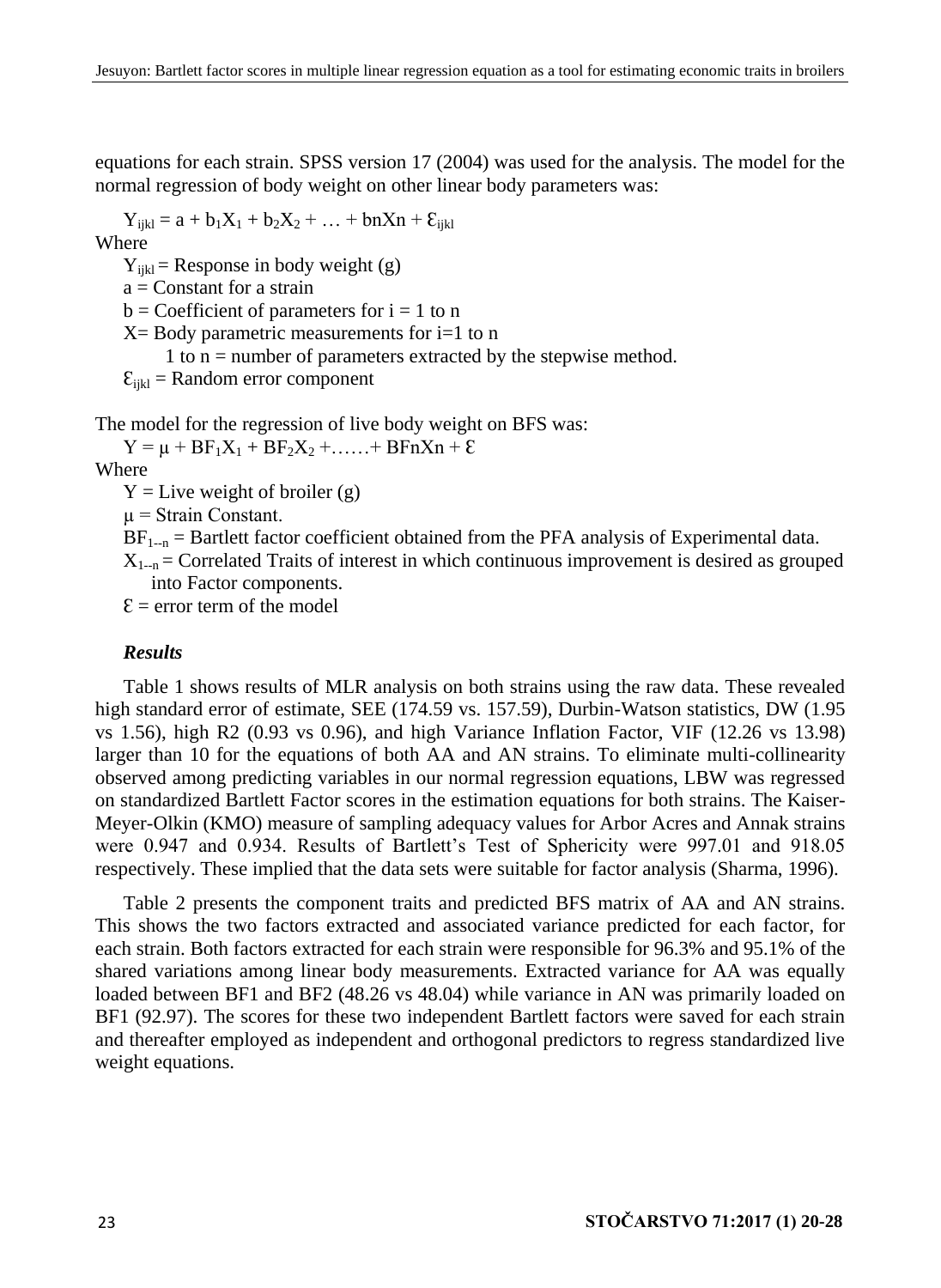equations for each strain. SPSS version 17 (2004) was used for the analysis. The model for the normal regression of body weight on other linear body parameters was:

$Y_{ijkl} = a + b_1X_1 + b_2X_2 + \ldots + bnXn + \mathcal{E}_{ijkl}$

Where

$Y_{ijkl}$ = Response in body weight (g)

a = Constant for a strain

b = Coefficient of parameters for i = 1 to n

X= Body parametric measurements for i=1 to n

1 to n = number of parameters extracted by the stepwise method.

$\mathcal{E}_{ijkl}$ = Random error component

The model for the regression of live body weight on BFS was:

$Y = \mu + BF_1X_1 + BF_2X_2 + \ldots\ldots + BFnXn + \mathcal{E}$

Where

Y = Live weight of broiler (g)

μ = Strain Constant.

$BF_{1\text{--}n}$ = Bartlett factor coefficient obtained from the PFA analysis of Experimental data.

$X_{1\text{--}n}$ = Correlated Traits of interest in which continuous improvement is desired as grouped into Factor components.

$\mathcal{E}$ = error term of the model

### *Results*

Table 1 shows results of MLR analysis on both strains using the raw data. These revealed high standard error of estimate, SEE (174.59 vs. 157.59), Durbin-Watson statistics, DW (1.95 vs 1.56), high R2 (0.93 vs 0.96), and high Variance Inflation Factor, VIF (12.26 vs 13.98) larger than 10 for the equations of both AA and AN strains. To eliminate multi-collinearity observed among predicting variables in our normal regression equations, LBW was regressed on standardized Bartlett Factor scores in the estimation equations for both strains. The Kaiser-Meyer-Olkin (KMO) measure of sampling adequacy values for Arbor Acres and Annak strains were 0.947 and 0.934. Results of Bartlett's Test of Sphericity were 997.01 and 918.05 respectively. These implied that the data sets were suitable for factor analysis (Sharma, 1996).

Table 2 presents the component traits and predicted BFS matrix of AA and AN strains. This shows the two factors extracted and associated variance predicted for each factor, for each strain. Both factors extracted for each strain were responsible for 96.3% and 95.1% of the shared variations among linear body measurements. Extracted variance for AA was equally loaded between BF1 and BF2 (48.26 vs 48.04) while variance in AN was primarily loaded on BF1 (92.97). The scores for these two independent Bartlett factors were saved for each strain and thereafter employed as independent and orthogonal predictors to regress standardized live weight equations.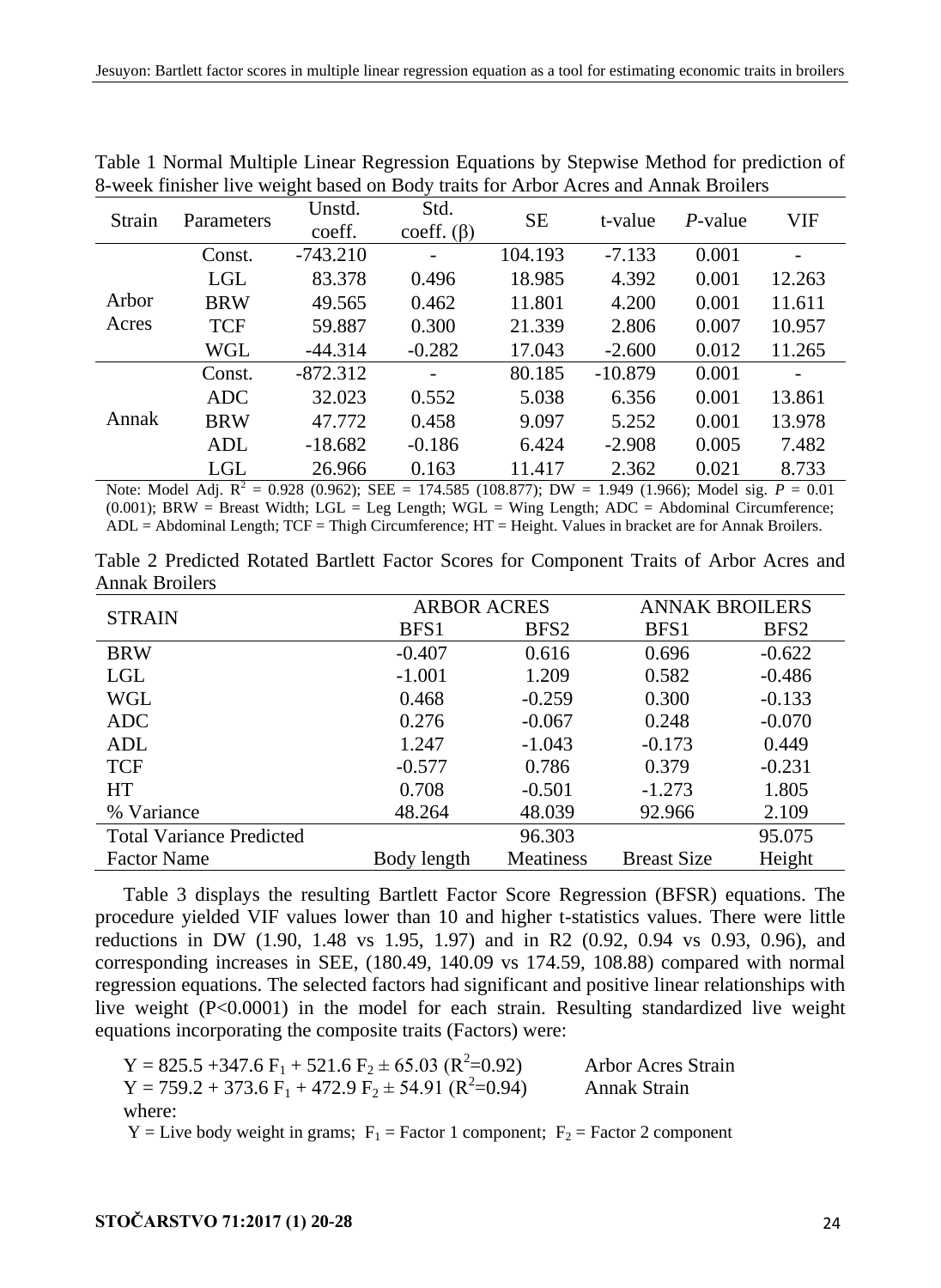Table 1 Normal Multiple Linear Regression Equations by Stepwise Method for prediction of 8-week finisher live weight based on Body traits for Arbor Acres and Annak Broilers

| Strain | Parameters | Unstd. coeff. | Std. coeff. (β) | SE | t-value | *P*-value | VIF |
|---|---|---|---|---|---|---|---|
| Arbor Acres | Const. | -743.210 | - | 104.193 | -7.133 | 0.001 | - |
| | LGL | 83.378 | 0.496 | 18.985 | 4.392 | 0.001 | 12.263 |
| | BRW | 49.565 | 0.462 | 11.801 | 4.200 | 0.001 | 11.611 |
| | TCF | 59.887 | 0.300 | 21.339 | 2.806 | 0.007 | 10.957 |
| | WGL | -44.314 | -0.282 | 17.043 | -2.600 | 0.012 | 11.265 |
| Annak | Const. | -872.312 | - | 80.185 | -10.879 | 0.001 | - |
| | ADC | 32.023 | 0.552 | 5.038 | 6.356 | 0.001 | 13.861 |
| | BRW | 47.772 | 0.458 | 9.097 | 5.252 | 0.001 | 13.978 |
| | ADL | -18.682 | -0.186 | 6.424 | -2.908 | 0.005 | 7.482 |
| | LGL | 26.966 | 0.163 | 11.417 | 2.362 | 0.021 | 8.733 |

Note: Model Adj. $R^2$ = 0.928 (0.962); SEE = 174.585 (108.877); DW = 1.949 (1.966); Model sig. $P$ = 0.01 (0.001); BRW = Breast Width; LGL = Leg Length; WGL = Wing Length; ADC = Abdominal Circumference; ADL = Abdominal Length; TCF = Thigh Circumference; HT = Height. Values in bracket are for Annak Broilers.

Table 2 Predicted Rotated Bartlett Factor Scores for Component Traits of Arbor Acres and Annak Broilers

| STRAIN | ARBOR ACRES | | ANNAK BROILERS | |
|---|---|---|---|---|
| | BFS1 | BFS2 | BFS1 | BFS2 |
| BRW | -0.407 | 0.616 | 0.696 | -0.622 |
| LGL | -1.001 | 1.209 | 0.582 | -0.486 |
| WGL | 0.468 | -0.259 | 0.300 | -0.133 |
| ADC | 0.276 | -0.067 | 0.248 | -0.070 |
| ADL | 1.247 | -1.043 | -0.173 | 0.449 |
| TCF | -0.577 | 0.786 | 0.379 | -0.231 |
| HT | 0.708 | -0.501 | -1.273 | 1.805 |
| % Variance | 48.264 | 48.039 | 92.966 | 2.109 |
| Total Variance Predicted | | 96.303 | | 95.075 |
| Factor Name | Body length | Meatiness | Breast Size | Height |

Table 3 displays the resulting Bartlett Factor Score Regression (BFSR) equations. The procedure yielded VIF values lower than 10 and higher t-statistics values. There were little reductions in DW (1.90, 1.48 vs 1.95, 1.97) and in R2 (0.92, 0.94 vs 0.93, 0.96), and corresponding increases in SEE, (180.49, 140.09 vs 174.59, 108.88) compared with normal regression equations. The selected factors had significant and positive linear relationships with live weight (P<0.0001) in the model for each strain. Resulting standardized live weight equations incorporating the composite traits (Factors) were:

$Y = 825.5 + 347.6\,F_1 + 521.6\,F_2 \pm 65.03$ ($R^2$=0.92) Arbor Acres Strain

$Y = 759.2 + 373.6\,F_1 + 472.9\,F_2 \pm 54.91$ ($R^2$=0.94) Annak Strain

where:

Y = Live body weight in grams; $F_1$ = Factor 1 component; $F_2$ = Factor 2 component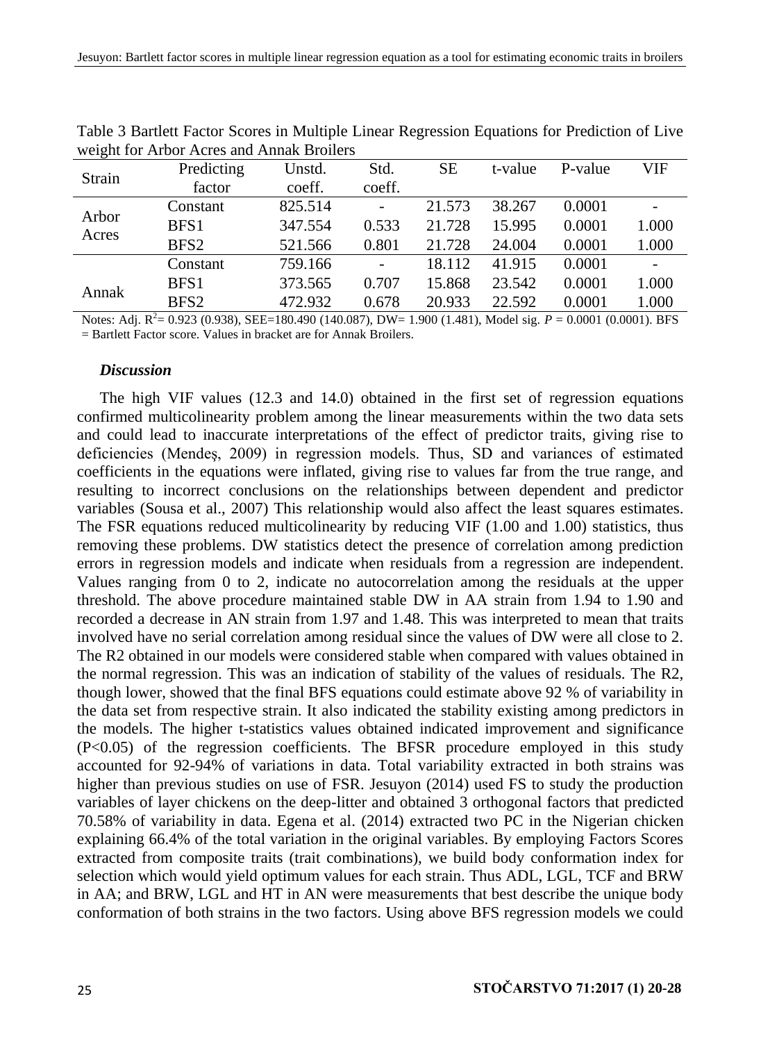Table 3 Bartlett Factor Scores in Multiple Linear Regression Equations for Prediction of Live weight for Arbor Acres and Annak Broilers

| Strain | Predicting factor | Unstd. coeff. | Std. coeff. | SE | t-value | P-value | VIF |
|---|---|---|---|---|---|---|---|
| Arbor Acres | Constant | 825.514 | - | 21.573 | 38.267 | 0.0001 | - |
| | BFS1 | 347.554 | 0.533 | 21.728 | 15.995 | 0.0001 | 1.000 |
| | BFS2 | 521.566 | 0.801 | 21.728 | 24.004 | 0.0001 | 1.000 |
| Annak | Constant | 759.166 | - | 18.112 | 41.915 | 0.0001 | - |
| | BFS1 | 373.565 | 0.707 | 15.868 | 23.542 | 0.0001 | 1.000 |
| | BFS2 | 472.932 | 0.678 | 20.933 | 22.592 | 0.0001 | 1.000 |

Notes: Adj. $R^2$= 0.923 (0.938), SEE=180.490 (140.087), DW= 1.900 (1.481), Model sig. $P$ = 0.0001 (0.0001). BFS = Bartlett Factor score. Values in bracket are for Annak Broilers.

### *Discussion*

The high VIF values (12.3 and 14.0) obtained in the first set of regression equations confirmed multicolinearity problem among the linear measurements within the two data sets and could lead to inaccurate interpretations of the effect of predictor traits, giving rise to deficiencies (Mendeş, 2009) in regression models. Thus, SD and variances of estimated coefficients in the equations were inflated, giving rise to values far from the true range, and resulting to incorrect conclusions on the relationships between dependent and predictor variables (Sousa et al., 2007) This relationship would also affect the least squares estimates. The FSR equations reduced multicolinearity by reducing VIF (1.00 and 1.00) statistics, thus removing these problems. DW statistics detect the presence of correlation among prediction errors in regression models and indicate when residuals from a regression are independent. Values ranging from 0 to 2, indicate no autocorrelation among the residuals at the upper threshold. The above procedure maintained stable DW in AA strain from 1.94 to 1.90 and recorded a decrease in AN strain from 1.97 and 1.48. This was interpreted to mean that traits involved have no serial correlation among residual since the values of DW were all close to 2. The R2 obtained in our models were considered stable when compared with values obtained in the normal regression. This was an indication of stability of the values of residuals. The R2, though lower, showed that the final BFS equations could estimate above 92 % of variability in the data set from respective strain. It also indicated the stability existing among predictors in the models. The higher t-statistics values obtained indicated improvement and significance ($P<0.05$) of the regression coefficients. The BFSR procedure employed in this study accounted for 92-94% of variations in data. Total variability extracted in both strains was higher than previous studies on use of FSR. Jesuyon (2014) used FS to study the production variables of layer chickens on the deep-litter and obtained 3 orthogonal factors that predicted 70.58% of variability in data. Egena et al. (2014) extracted two PC in the Nigerian chicken explaining 66.4% of the total variation in the original variables. By employing Factors Scores extracted from composite traits (trait combinations), we build body conformation index for selection which would yield optimum values for each strain. Thus ADL, LGL, TCF and BRW in AA; and BRW, LGL and HT in AN were measurements that best describe the unique body conformation of both strains in the two factors. Using above BFS regression models we could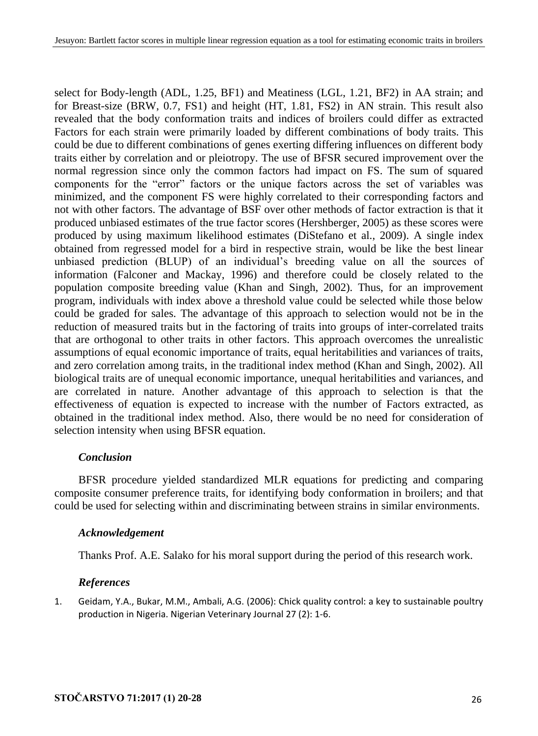select for Body-length (ADL, 1.25, BF1) and Meatiness (LGL, 1.21, BF2) in AA strain; and for Breast-size (BRW, 0.7, FS1) and height (HT, 1.81, FS2) in AN strain. This result also revealed that the body conformation traits and indices of broilers could differ as extracted Factors for each strain were primarily loaded by different combinations of body traits. This could be due to different combinations of genes exerting differing influences on different body traits either by correlation and or pleiotropy. The use of BFSR secured improvement over the normal regression since only the common factors had impact on FS. The sum of squared components for the "error" factors or the unique factors across the set of variables was minimized, and the component FS were highly correlated to their corresponding factors and not with other factors. The advantage of BSF over other methods of factor extraction is that it produced unbiased estimates of the true factor scores (Hershberger, 2005) as these scores were produced by using maximum likelihood estimates (DiStefano et al., 2009). A single index obtained from regressed model for a bird in respective strain, would be like the best linear unbiased prediction (BLUP) of an individual's breeding value on all the sources of information (Falconer and Mackay, 1996) and therefore could be closely related to the population composite breeding value (Khan and Singh, 2002). Thus, for an improvement program, individuals with index above a threshold value could be selected while those below could be graded for sales. The advantage of this approach to selection would not be in the reduction of measured traits but in the factoring of traits into groups of inter-correlated traits that are orthogonal to other traits in other factors. This approach overcomes the unrealistic assumptions of equal economic importance of traits, equal heritabilities and variances of traits, and zero correlation among traits, in the traditional index method (Khan and Singh, 2002). All biological traits are of unequal economic importance, unequal heritabilities and variances, and are correlated in nature. Another advantage of this approach to selection is that the effectiveness of equation is expected to increase with the number of Factors extracted, as obtained in the traditional index method. Also, there would be no need for consideration of selection intensity when using BFSR equation.

### *Conclusion*

BFSR procedure yielded standardized MLR equations for predicting and comparing composite consumer preference traits, for identifying body conformation in broilers; and that could be used for selecting within and discriminating between strains in similar environments.

### *Acknowledgement*

Thanks Prof. A.E. Salako for his moral support during the period of this research work.

### *References*

1. Geidam, Y.A., Bukar, M.M., Ambali, A.G. (2006): Chick quality control: a key to sustainable poultry production in Nigeria. Nigerian Veterinary Journal 27 (2): 1-6.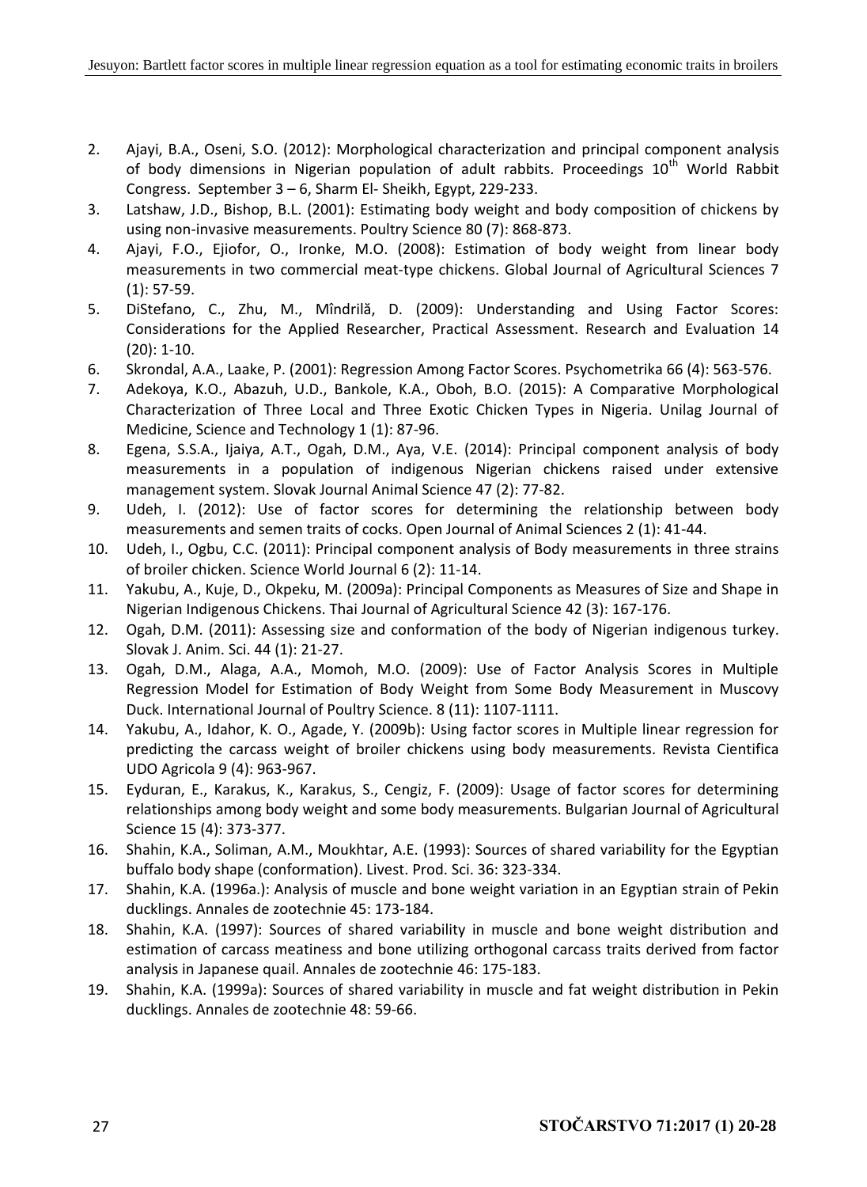2. Ajayi, B.A., Oseni, S.O. (2012): Morphological characterization and principal component analysis of body dimensions in Nigerian population of adult rabbits. Proceedings $10^{th}$ World Rabbit Congress. September 3 – 6, Sharm El- Sheikh, Egypt, 229-233.
3. Latshaw, J.D., Bishop, B.L. (2001): Estimating body weight and body composition of chickens by using non-invasive measurements. Poultry Science 80 (7): 868-873.
4. Ajayi, F.O., Ejiofor, O., Ironke, M.O. (2008): Estimation of body weight from linear body measurements in two commercial meat-type chickens. Global Journal of Agricultural Sciences 7 (1): 57-59.
5. DiStefano, C., Zhu, M., Mîndrilă, D. (2009): Understanding and Using Factor Scores: Considerations for the Applied Researcher, Practical Assessment. Research and Evaluation 14 (20): 1-10.
6. Skrondal, A.A., Laake, P. (2001): Regression Among Factor Scores. Psychometrika 66 (4): 563-576.
7. Adekoya, K.O., Abazuh, U.D., Bankole, K.A., Oboh, B.O. (2015): A Comparative Morphological Characterization of Three Local and Three Exotic Chicken Types in Nigeria. Unilag Journal of Medicine, Science and Technology 1 (1): 87-96.
8. Egena, S.S.A., Ijaiya, A.T., Ogah, D.M., Aya, V.E. (2014): Principal component analysis of body measurements in a population of indigenous Nigerian chickens raised under extensive management system. Slovak Journal Animal Science 47 (2): 77-82.
9. Udeh, I. (2012): Use of factor scores for determining the relationship between body measurements and semen traits of cocks. Open Journal of Animal Sciences 2 (1): 41-44.
10. Udeh, I., Ogbu, C.C. (2011): Principal component analysis of Body measurements in three strains of broiler chicken. Science World Journal 6 (2): 11-14.
11. Yakubu, A., Kuje, D., Okpeku, M. (2009a): Principal Components as Measures of Size and Shape in Nigerian Indigenous Chickens. Thai Journal of Agricultural Science 42 (3): 167-176.
12. Ogah, D.M. (2011): Assessing size and conformation of the body of Nigerian indigenous turkey. Slovak J. Anim. Sci. 44 (1): 21-27.
13. Ogah, D.M., Alaga, A.A., Momoh, M.O. (2009): Use of Factor Analysis Scores in Multiple Regression Model for Estimation of Body Weight from Some Body Measurement in Muscovy Duck. International Journal of Poultry Science. 8 (11): 1107-1111.
14. Yakubu, A., Idahor, K. O., Agade, Y. (2009b): Using factor scores in Multiple linear regression for predicting the carcass weight of broiler chickens using body measurements. Revista Cientifica UDO Agricola 9 (4): 963-967.
15. Eyduran, E., Karakus, K., Karakus, S., Cengiz, F. (2009): Usage of factor scores for determining relationships among body weight and some body measurements. Bulgarian Journal of Agricultural Science 15 (4): 373-377.
16. Shahin, K.A., Soliman, A.M., Moukhtar, A.E. (1993): Sources of shared variability for the Egyptian buffalo body shape (conformation). Livest. Prod. Sci. 36: 323-334.
17. Shahin, K.A. (1996a.): Analysis of muscle and bone weight variation in an Egyptian strain of Pekin ducklings. Annales de zootechnie 45: 173-184.
18. Shahin, K.A. (1997): Sources of shared variability in muscle and bone weight distribution and estimation of carcass meatiness and bone utilizing orthogonal carcass traits derived from factor analysis in Japanese quail. Annales de zootechnie 46: 175-183.
19. Shahin, K.A. (1999a): Sources of shared variability in muscle and fat weight distribution in Pekin ducklings. Annales de zootechnie 48: 59-66.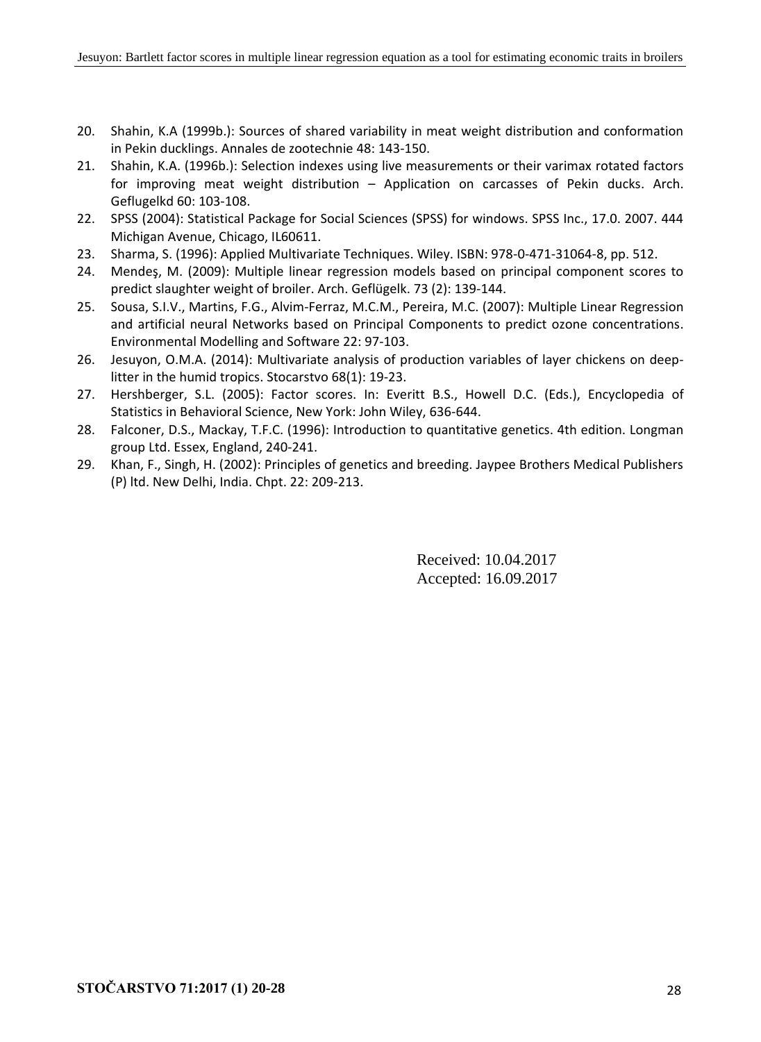20. Shahin, K.A (1999b.): Sources of shared variability in meat weight distribution and conformation in Pekin ducklings. Annales de zootechnie 48: 143-150.
21. Shahin, K.A. (1996b.): Selection indexes using live measurements or their varimax rotated factors for improving meat weight distribution – Application on carcasses of Pekin ducks. Arch. Geflugelkd 60: 103-108.
22. SPSS (2004): Statistical Package for Social Sciences (SPSS) for windows. SPSS Inc., 17.0. 2007. 444 Michigan Avenue, Chicago, IL60611.
23. Sharma, S. (1996): Applied Multivariate Techniques. Wiley. ISBN: 978-0-471-31064-8, pp. 512.
24. Mendeş, M. (2009): Multiple linear regression models based on principal component scores to predict slaughter weight of broiler. Arch. Geflügelk. 73 (2): 139-144.
25. Sousa, S.I.V., Martins, F.G., Alvim-Ferraz, M.C.M., Pereira, M.C. (2007): Multiple Linear Regression and artificial neural Networks based on Principal Components to predict ozone concentrations. Environmental Modelling and Software 22: 97-103.
26. Jesuyon, O.M.A. (2014): Multivariate analysis of production variables of layer chickens on deep-litter in the humid tropics. Stocarstvo 68(1): 19-23.
27. Hershberger, S.L. (2005): Factor scores. In: Everitt B.S., Howell D.C. (Eds.), Encyclopedia of Statistics in Behavioral Science, New York: John Wiley, 636-644.
28. Falconer, D.S., Mackay, T.F.C. (1996): Introduction to quantitative genetics. 4th edition. Longman group Ltd. Essex, England, 240-241.
29. Khan, F., Singh, H. (2002): Principles of genetics and breeding. Jaypee Brothers Medical Publishers (P) ltd. New Delhi, India. Chpt. 22: 209-213.

Received: 10.04.2017
Accepted: 16.09.2017